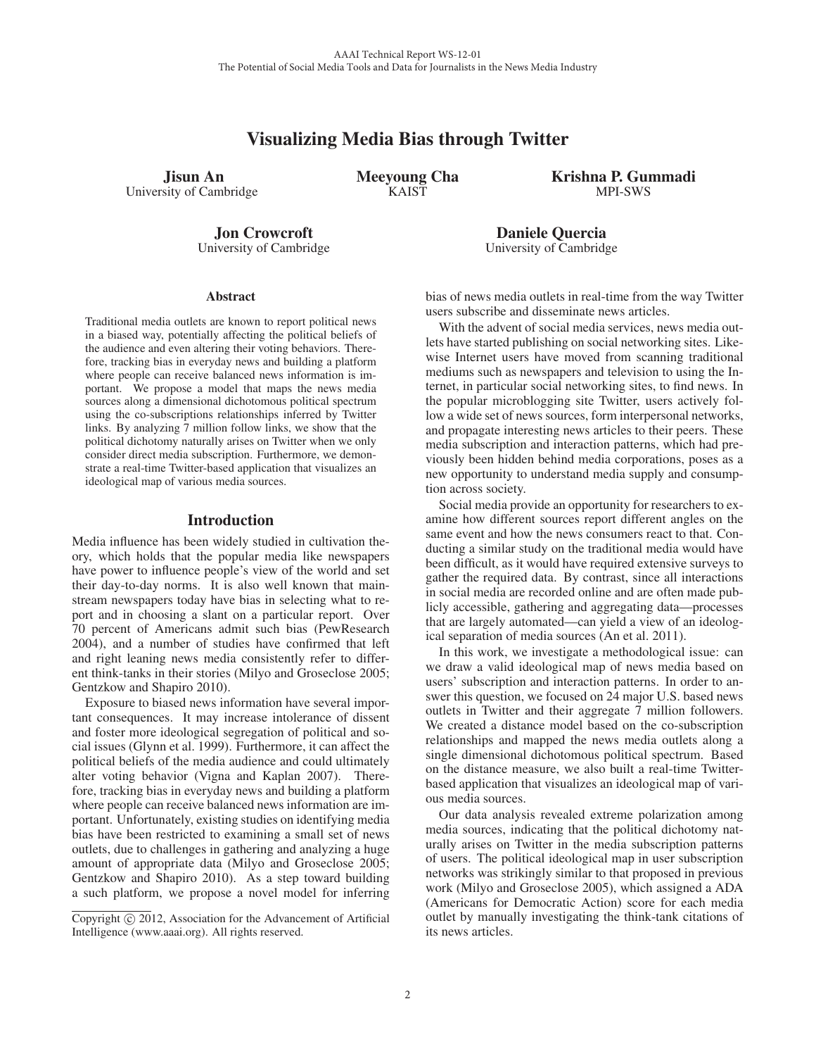# Visualizing Media Bias through Twitter

**Jisun An**
University of Cambridge

**Meeyoung Cha**
KAIST

**Krishna P. Gummadi**
MPI-SWS

**Jon Crowcroft**
University of Cambridge

**Daniele Quercia**
University of Cambridge

### Abstract

Traditional media outlets are known to report political news in a biased way, potentially affecting the political beliefs of the audience and even altering their voting behaviors. Therefore, tracking bias in everyday news and building a platform where people can receive balanced news information is important. We propose a model that maps the news media sources along a dimensional dichotomous political spectrum using the co-subscriptions relationships inferred by Twitter links. By analyzing 7 million follow links, we show that the political dichotomy naturally arises on Twitter when we only consider direct media subscription. Furthermore, we demonstrate a real-time Twitter-based application that visualizes an ideological map of various media sources.

## Introduction

Media influence has been widely studied in cultivation theory, which holds that the popular media like newspapers have power to influence people's view of the world and set their day-to-day norms. It is also well known that mainstream newspapers today have bias in selecting what to report and in choosing a slant on a particular report. Over 70 percent of Americans admit such bias (PewResearch 2004), and a number of studies have confirmed that left and right leaning news media consistently refer to different think-tanks in their stories (Milyo and Groseclose 2005; Gentzkow and Shapiro 2010).

Exposure to biased news information have several important consequences. It may increase intolerance of dissent and foster more ideological segregation of political and social issues (Glynn et al. 1999). Furthermore, it can affect the political beliefs of the media audience and could ultimately alter voting behavior (Vigna and Kaplan 2007). Therefore, tracking bias in everyday news and building a platform where people can receive balanced news information are important. Unfortunately, existing studies on identifying media bias have been restricted to examining a small set of news outlets, due to challenges in gathering and analyzing a huge amount of appropriate data (Milyo and Groseclose 2005; Gentzkow and Shapiro 2010). As a step toward building a such platform, we propose a novel model for inferring bias of news media outlets in real-time from the way Twitter users subscribe and disseminate news articles.

With the advent of social media services, news media outlets have started publishing on social networking sites. Likewise Internet users have moved from scanning traditional mediums such as newspapers and television to using the Internet, in particular social networking sites, to find news. In the popular microblogging site Twitter, users actively follow a wide set of news sources, form interpersonal networks, and propagate interesting news articles to their peers. These media subscription and interaction patterns, which had previously been hidden behind media corporations, poses as a new opportunity to understand media supply and consumption across society.

Social media provide an opportunity for researchers to examine how different sources report different angles on the same event and how the news consumers react to that. Conducting a similar study on the traditional media would have been difficult, as it would have required extensive surveys to gather the required data. By contrast, since all interactions in social media are recorded online and are often made publicly accessible, gathering and aggregating data—processes that are largely automated—can yield a view of an ideological separation of media sources (An et al. 2011).

In this work, we investigate a methodological issue: can we draw a valid ideological map of news media based on users' subscription and interaction patterns. In order to answer this question, we focused on 24 major U.S. based news outlets in Twitter and their aggregate 7 million followers. We created a distance model based on the co-subscription relationships and mapped the news media outlets along a single dimensional dichotomous political spectrum. Based on the distance measure, we also built a real-time Twitter-based application that visualizes an ideological map of various media sources.

Our data analysis revealed extreme polarization among media sources, indicating that the political dichotomy naturally arises on Twitter in the media subscription patterns of users. The political ideological map in user subscription networks was strikingly similar to that proposed in previous work (Milyo and Groseclose 2005), which assigned a ADA (Americans for Democratic Action) score for each media outlet by manually investigating the think-tank citations of its news articles.

Copyright © 2012, Association for the Advancement of Artificial Intelligence (www.aaai.org). All rights reserved.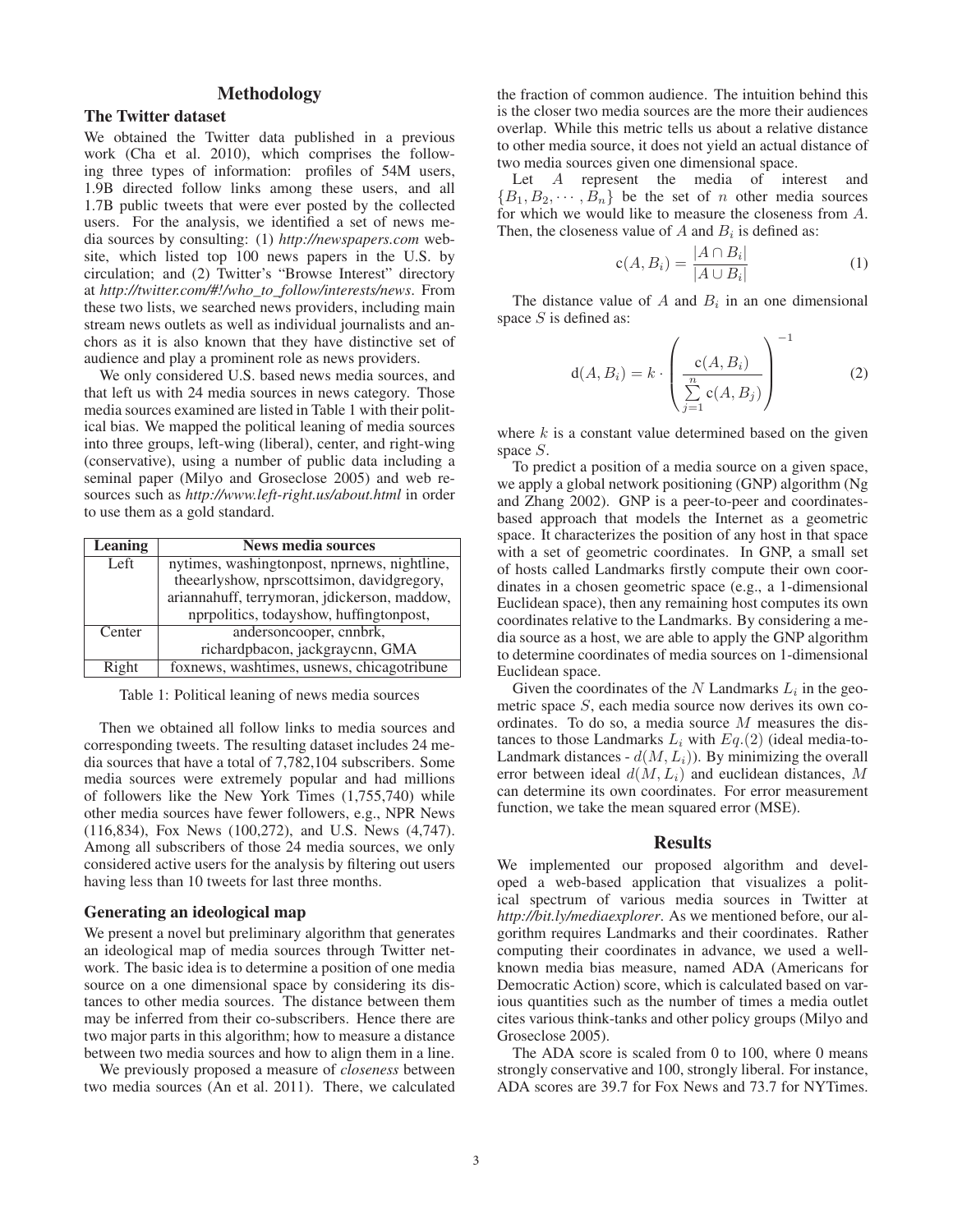## Methodology

### The Twitter dataset

We obtained the Twitter data published in a previous work (Cha et al. 2010), which comprises the following three types of information: profiles of 54M users, 1.9B directed follow links among these users, and all 1.7B public tweets that were ever posted by the collected users. For the analysis, we identified a set of news media sources by consulting: (1) *http://newspapers.com* website, which listed top 100 news papers in the U.S. by circulation; and (2) Twitter's "Browse Interest" directory at *http://twitter.com/#!/who_to_follow/interests/news*. From these two lists, we searched news providers, including main stream news outlets as well as individual journalists and anchors as it is also known that they have distinctive set of audience and play a prominent role as news providers.

We only considered U.S. based news media sources, and that left us with 24 media sources in news category. Those media sources examined are listed in Table 1 with their political bias. We mapped the political leaning of media sources into three groups, left-wing (liberal), center, and right-wing (conservative), using a number of public data including a seminal paper (Milyo and Groseclose 2005) and web resources such as *http://www.left-right.us/about.html* in order to use them as a gold standard.

| Leaning | News media sources |
|---|---|
| Left | nytimes, washingtonpost, nprnews, nightline, theearlyshow, nprscottsimon, davidgregory, ariannahuff, terrymoran, jdickerson, maddow, nprpolitics, todayshow, huffingtonpost, |
| Center | andersoncooper, cnnbrk, richardpbacon, jackgraycnn, GMA |
| Right | foxnews, washtimes, usnews, chicagotribune |

Table 1: Political leaning of news media sources

Then we obtained all follow links to media sources and corresponding tweets. The resulting dataset includes 24 media sources that have a total of 7,782,104 subscribers. Some media sources were extremely popular and had millions of followers like the New York Times (1,755,740) while other media sources have fewer followers, e.g., NPR News (116,834), Fox News (100,272), and U.S. News (4,747). Among all subscribers of those 24 media sources, we only considered active users for the analysis by filtering out users having less than 10 tweets for last three months.

### Generating an ideological map

We present a novel but preliminary algorithm that generates an ideological map of media sources through Twitter network. The basic idea is to determine a position of one media source on a one dimensional space by considering its distances to other media sources. The distance between them may be inferred from their co-subscribers. Hence there are two major parts in this algorithm; how to measure a distance between two media sources and how to align them in a line.

We previously proposed a measure of *closeness* between two media sources (An et al. 2011). There, we calculated the fraction of common audience. The intuition behind this is the closer two media sources are the more their audiences overlap. While this metric tells us about a relative distance to other media source, it does not yield an actual distance of two media sources given one dimensional space.

Let $A$ represent the media of interest and $\{B_1, B_2, \cdots, B_n\}$ be the set of $n$ other media sources for which we would like to measure the closeness from $A$. Then, the closeness value of $A$ and $B_i$ is defined as:

$$\mathrm{c}(A, B_i) = \frac{|A \cap B_i|}{|A \cup B_i|} \tag{1}$$

The distance value of $A$ and $B_i$ in an one dimensional space $S$ is defined as:

$$\mathrm{d}(A, B_i) = k \cdot \left( \frac{\mathrm{c}(A, B_i)}{\sum_{j=1}^{n} \mathrm{c}(A, B_j)} \right)^{-1} \tag{2}$$

where $k$ is a constant value determined based on the given space $S$.

To predict a position of a media source on a given space, we apply a global network positioning (GNP) algorithm (Ng and Zhang 2002). GNP is a peer-to-peer and coordinates-based approach that models the Internet as a geometric space. It characterizes the position of any host in that space with a set of geometric coordinates. In GNP, a small set of hosts called Landmarks firstly compute their own coordinates in a chosen geometric space (e.g., a 1-dimensional Euclidean space), then any remaining host computes its own coordinates relative to the Landmarks. By considering a media source as a host, we are able to apply the GNP algorithm to determine coordinates of media sources on 1-dimensional Euclidean space.

Given the coordinates of the $N$ Landmarks $L_i$ in the geometric space $S$, each media source now derives its own coordinates. To do so, a media source $M$ measures the distances to those Landmarks $L_i$ with $Eq.(2)$ (ideal media-to-Landmark distances - $d(M, L_i)$). By minimizing the overall error between ideal $d(M, L_i)$ and euclidean distances, $M$ can determine its own coordinates. For error measurement function, we take the mean squared error (MSE).

## Results

We implemented our proposed algorithm and developed a web-based application that visualizes a political spectrum of various media sources in Twitter at *http://bit.ly/mediaexplorer*. As we mentioned before, our algorithm requires Landmarks and their coordinates. Rather computing their coordinates in advance, we used a well-known media bias measure, named ADA (Americans for Democratic Action) score, which is calculated based on various quantities such as the number of times a media outlet cites various think-tanks and other policy groups (Milyo and Groseclose 2005).

The ADA score is scaled from 0 to 100, where 0 means strongly conservative and 100, strongly liberal. For instance, ADA scores are 39.7 for Fox News and 73.7 for NYTimes.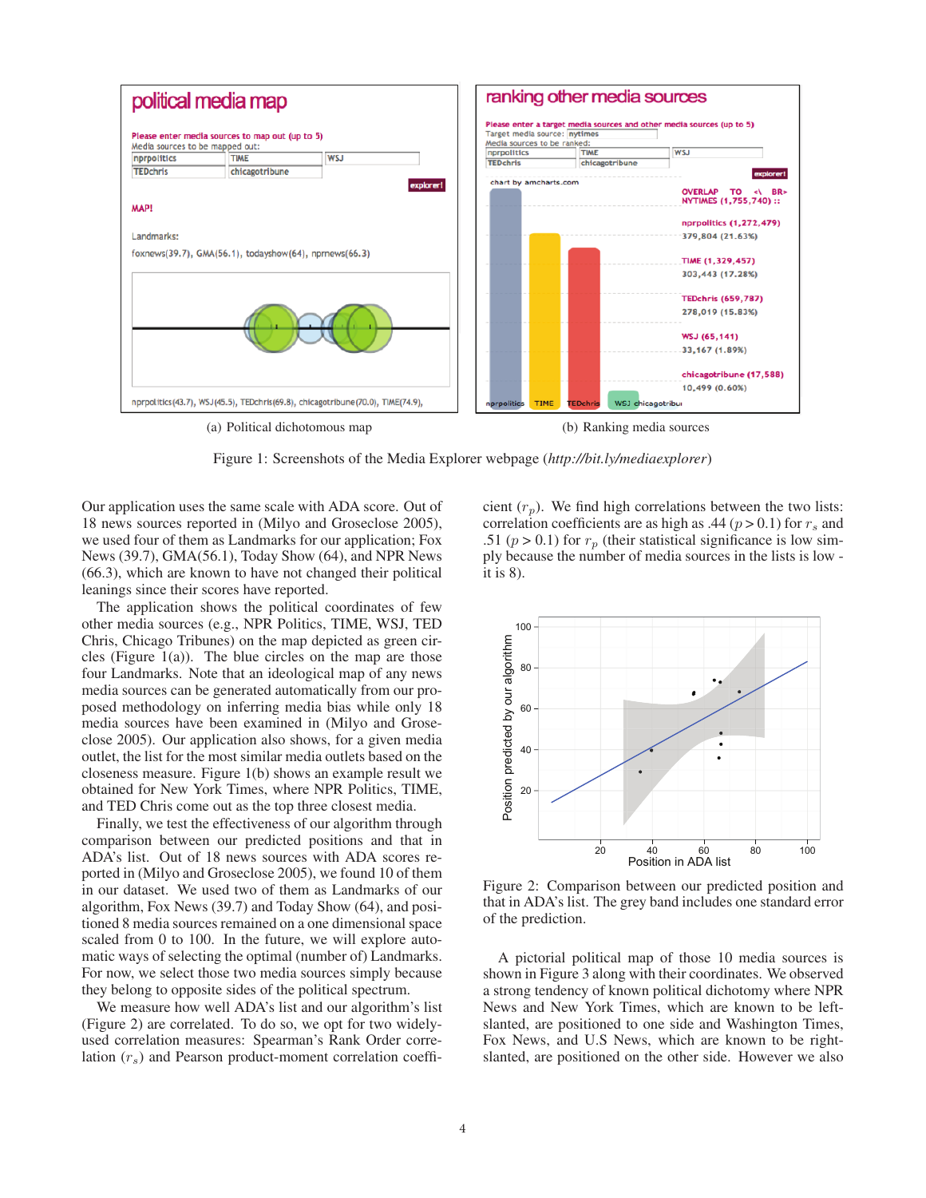Figure 1(a) Political dichotomous map

Figure 1(b) Ranking media sources

Figure 1: Screenshots of the Media Explorer webpage (*http://bit.ly/mediaexplorer*)

Our application uses the same scale with ADA score. Out of 18 news sources reported in (Milyo and Groseclose 2005), we used four of them as Landmarks for our application; Fox News (39.7), GMA(56.1), Today Show (64), and NPR News (66.3), which are known to have not changed their political leanings since their scores have reported.

The application shows the political coordinates of few other media sources (e.g., NPR Politics, TIME, WSJ, TED Chris, Chicago Tribunes) on the map depicted as green circles (Figure 1(a)). The blue circles on the map are those four Landmarks. Note that an ideological map of any news media sources can be generated automatically from our proposed methodology on inferring media bias while only 18 media sources have been examined in (Milyo and Groseclose 2005). Our application also shows, for a given media outlet, the list for the most similar media outlets based on the closeness measure. Figure 1(b) shows an example result we obtained for New York Times, where NPR Politics, TIME, and TED Chris come out as the top three closest media.

Finally, we test the effectiveness of our algorithm through comparison between our predicted positions and that in ADA's list. Out of 18 news sources with ADA scores reported in (Milyo and Groseclose 2005), we found 10 of them in our dataset. We used two of them as Landmarks of our algorithm, Fox News (39.7) and Today Show (64), and positioned 8 media sources remained on a one dimensional space scaled from 0 to 100. In the future, we will explore automatic ways of selecting the optimal (number of) Landmarks. For now, we select those two media sources simply because they belong to opposite sides of the political spectrum.

We measure how well ADA's list and our algorithm's list (Figure 2) are correlated. To do so, we opt for two widely-used correlation measures: Spearman's Rank Order correlation ($r_s$) and Pearson product-moment correlation coefficient ($r_p$). We find high correlations between the two lists: correlation coefficients are as high as .44 ($p > 0.1$) for $r_s$ and .51 ($p > 0.1$) for $r_p$ (their statistical significance is low simply because the number of media sources in the lists is low - it is 8).

Figure 2: Comparison between our predicted position and that in ADA's list. The grey band includes one standard error of the prediction.

A pictorial political map of those 10 media sources is shown in Figure 3 along with their coordinates. We observed a strong tendency of known political dichotomy where NPR News and New York Times, which are known to be left-slanted, are positioned to one side and Washington Times, Fox News, and U.S News, which are known to be right-slanted, are positioned on the other side. However we also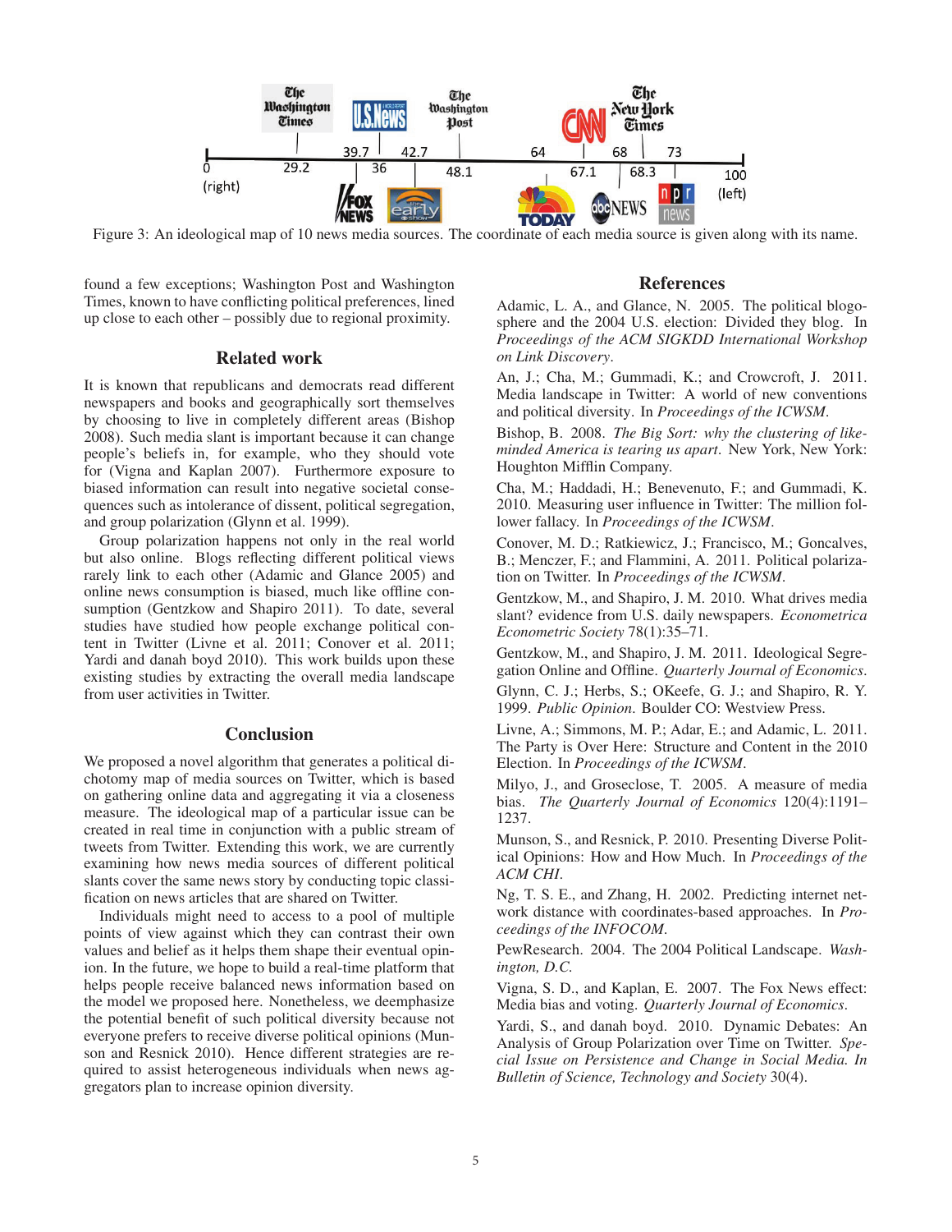0 (right)

29.2

39.7

36

42.7

48.1

64

67.1

68

68.3

73

100 (left)

Figure 3: An ideological map of 10 news media sources. The coordinate of each media source is given along with its name.

found a few exceptions; Washington Post and Washington Times, known to have conflicting political preferences, lined up close to each other – possibly due to regional proximity.

## Related work

It is known that republicans and democrats read different newspapers and books and geographically sort themselves by choosing to live in completely different areas (Bishop 2008). Such media slant is important because it can change people's beliefs in, for example, who they should vote for (Vigna and Kaplan 2007). Furthermore exposure to biased information can result into negative societal consequences such as intolerance of dissent, political segregation, and group polarization (Glynn et al. 1999).

Group polarization happens not only in the real world but also online. Blogs reflecting different political views rarely link to each other (Adamic and Glance 2005) and online news consumption is biased, much like offline consumption (Gentzkow and Shapiro 2011). To date, several studies have studied how people exchange political content in Twitter (Livne et al. 2011; Conover et al. 2011; Yardi and danah boyd 2010). This work builds upon these existing studies by extracting the overall media landscape from user activities in Twitter.

## Conclusion

We proposed a novel algorithm that generates a political dichotomy map of media sources on Twitter, which is based on gathering online data and aggregating it via a closeness measure. The ideological map of a particular issue can be created in real time in conjunction with a public stream of tweets from Twitter. Extending this work, we are currently examining how news media sources of different political slants cover the same news story by conducting topic classification on news articles that are shared on Twitter.

Individuals might need to access to a pool of multiple points of view against which they can contrast their own values and belief as it helps them shape their eventual opinion. In the future, we hope to build a real-time platform that helps people receive balanced news information based on the model we proposed here. Nonetheless, we deemphasize the potential benefit of such political diversity because not everyone prefers to receive diverse political opinions (Munson and Resnick 2010). Hence different strategies are required to assist heterogeneous individuals when news aggregators plan to increase opinion diversity.

## References

Adamic, L. A., and Glance, N. 2005. The political blogosphere and the 2004 U.S. election: Divided they blog. In *Proceedings of the ACM SIGKDD International Workshop on Link Discovery*.

An, J.; Cha, M.; Gummadi, K.; and Crowcroft, J. 2011. Media landscape in Twitter: A world of new conventions and political diversity. In *Proceedings of the ICWSM*.

Bishop, B. 2008. *The Big Sort: why the clustering of like-minded America is tearing us apart*. New York, New York: Houghton Mifflin Company.

Cha, M.; Haddadi, H.; Benevenuto, F.; and Gummadi, K. 2010. Measuring user influence in Twitter: The million follower fallacy. In *Proceedings of the ICWSM*.

Conover, M. D.; Ratkiewicz, J.; Francisco, M.; Goncalves, B.; Menczer, F.; and Flammini, A. 2011. Political polarization on Twitter. In *Proceedings of the ICWSM*.

Gentzkow, M., and Shapiro, J. M. 2010. What drives media slant? evidence from U.S. daily newspapers. *Econometrica Econometric Society* 78(1):35–71.

Gentzkow, M., and Shapiro, J. M. 2011. Ideological Segregation Online and Offline. *Quarterly Journal of Economics*.

Glynn, C. J.; Herbs, S.; OKeefe, G. J.; and Shapiro, R. Y. 1999. *Public Opinion*. Boulder CO: Westview Press.

Livne, A.; Simmons, M. P.; Adar, E.; and Adamic, L. 2011. The Party is Over Here: Structure and Content in the 2010 Election. In *Proceedings of the ICWSM*.

Milyo, J., and Groseclose, T. 2005. A measure of media bias. *The Quarterly Journal of Economics* 120(4):1191–1237.

Munson, S., and Resnick, P. 2010. Presenting Diverse Political Opinions: How and How Much. In *Proceedings of the ACM CHI*.

Ng, T. S. E., and Zhang, H. 2002. Predicting internet network distance with coordinates-based approaches. In *Proceedings of the INFOCOM*.

PewResearch. 2004. The 2004 Political Landscape. *Washington, D.C.*

Vigna, S. D., and Kaplan, E. 2007. The Fox News effect: Media bias and voting. *Quarterly Journal of Economics*.

Yardi, S., and danah boyd. 2010. Dynamic Debates: An Analysis of Group Polarization over Time on Twitter. *Special Issue on Persistence and Change in Social Media. In Bulletin of Science, Technology and Society* 30(4).